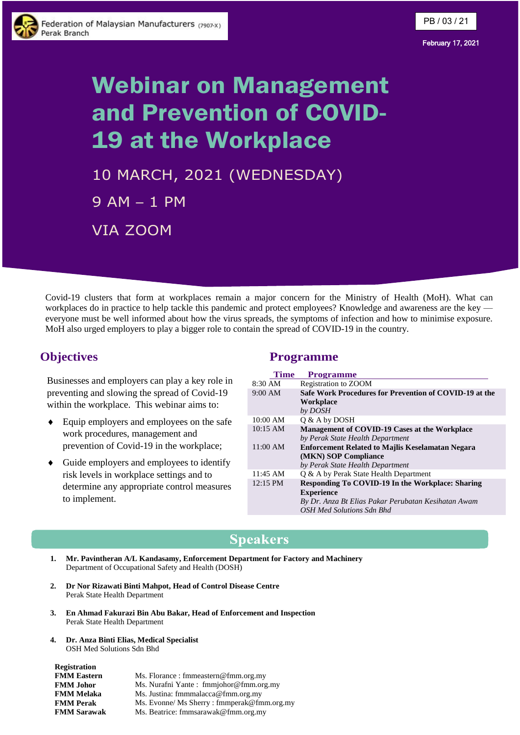Federation of Malaysian Manufacturers (7907-X)
Perak Branch

PB / 03 / 21

February 17, 2021

# Webinar on Management and Prevention of COVID-19 at the Workplace

10 MARCH, 2021 (WEDNESDAY)

9 AM – 1 PM

VIA ZOOM

Covid-19 clusters that form at workplaces remain a major concern for the Ministry of Health (MoH). What can workplaces do in practice to help tackle this pandemic and protect employees? Knowledge and awareness are the key — everyone must be well informed about how the virus spreads, the symptoms of infection and how to minimise exposure. MoH also urged employers to play a bigger role to contain the spread of COVID-19 in the country.

## Objectives

Businesses and employers can play a key role in preventing and slowing the spread of Covid-19 within the workplace. This webinar aims to:

- Equip employers and employees on the safe work procedures, management and prevention of Covid-19 in the workplace;
- Guide employers and employees to identify risk levels in workplace settings and to determine any appropriate control measures to implement.

## Programme

| Time | Programme |
|---|---|
| 8:30 AM | Registration to ZOOM |
| 9:00 AM | **Safe Work Procedures for Prevention of COVID-19 at the Workplace** *by DOSH* |
| 10:00 AM | Q & A by DOSH |
| 10:15 AM | **Management of COVID-19 Cases at the Workplace** *by Perak State Health Department* |
| 11:00 AM | **Enforcement Related to Majlis Keselamatan Negara (MKN) SOP Compliance** *by Perak State Health Department* |
| 11:45 AM | Q & A by Perak State Health Department |
| 12:15 PM | **Responding To COVID-19 In the Workplace: Sharing Experience** *By Dr. Anza Bt Elias Pakar Perubatan Kesihatan Awam OSH Med Solutions Sdn Bhd* |

## Speakers

1. **Mr. Pavintheran A/L Kandasamy, Enforcement Department for Factory and Machinery**
   Department of Occupational Safety and Health (DOSH)

2. **Dr Nor Rizawati Binti Mahpot, Head of Control Disease Centre**
   Perak State Health Department

3. **En Ahmad Fakurazi Bin Abu Bakar, Head of Enforcement and Inspection**
   Perak State Health Department

4. **Dr. Anza Binti Elias, Medical Specialist**
   OSH Med Solutions Sdn Bhd

**Registration**

| | |
|---|---|
| **FMM Eastern** | Ms. Florance : fmmeastern@fmm.org.my |
| **FMM Johor** | Ms. Nurafni Yante : fmmjohor@fmm.org.my |
| **FMM Melaka** | Ms. Justina: fmmmalacca@fmm.org.my |
| **FMM Perak** | Ms. Evonne/ Ms Sherry : fmmperak@fmm.org.my |
| **FMM Sarawak** | Ms. Beatrice: fmmsarawak@fmm.org.my |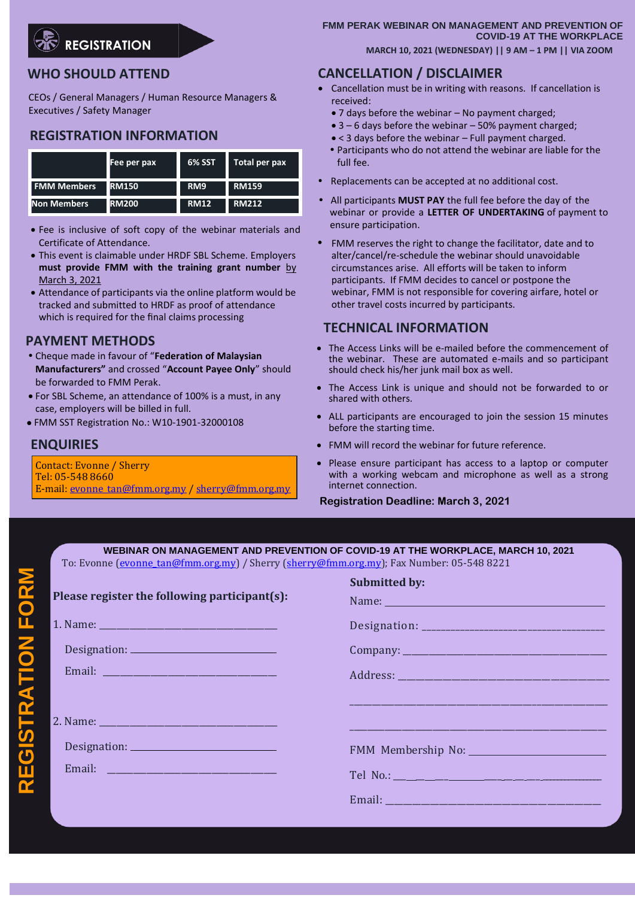# REGISTRATION

FMM PERAK WEBINAR ON MANAGEMENT AND PREVENTION OF COVID-19 AT THE WORKPLACE

MARCH 10, 2021 (WEDNESDAY) || 9 AM – 1 PM || VIA ZOOM

## WHO SHOULD ATTEND

CEOs / General Managers / Human Resource Managers & Executives / Safety Manager

## REGISTRATION INFORMATION

| | Fee per pax | 6% SST | Total per pax |
|---|---|---|---|
| **FMM Members** | **RM150** | **RM9** | **RM159** |
| **Non Members** | **RM200** | **RM12** | **RM212** |

- Fee is inclusive of soft copy of the webinar materials and Certificate of Attendance.
- This event is claimable under HRDF SBL Scheme. Employers **must provide FMM with the training grant number** by March 3, 2021
- Attendance of participants via the online platform would be tracked and submitted to HRDF as proof of attendance which is required for the final claims processing

## PAYMENT METHODS

- Cheque made in favour of "**Federation of Malaysian Manufacturers"** and crossed "**Account Payee Only**" should be forwarded to FMM Perak.
- For SBL Scheme, an attendance of 100% is a must, in any case, employers will be billed in full.
- FMM SST Registration No.: W10-1901-32000108

## ENQUIRIES

Contact: Evonne / Sherry
Tel: 05-548 8660
E-mail: evonne_tan@fmm.org.my / sherry@fmm.org.my

## CANCELLATION / DISCLAIMER

- Cancellation must be in writing with reasons. If cancellation is received:
  - 7 days before the webinar – No payment charged;
  - 3 – 6 days before the webinar – 50% payment charged;
  - < 3 days before the webinar – Full payment charged.
  - Participants who do not attend the webinar are liable for the full fee.
- Replacements can be accepted at no additional cost.
- All participants **MUST PAY** the full fee before the day of the webinar or provide a **LETTER OF UNDERTAKING** of payment to ensure participation.
- FMM reserves the right to change the facilitator, date and to alter/cancel/re-schedule the webinar should unavoidable circumstances arise. All efforts will be taken to inform participants. If FMM decides to cancel or postpone the webinar, FMM is not responsible for covering airfare, hotel or other travel costs incurred by participants.

## TECHNICAL INFORMATION

- The Access Links will be e-mailed before the commencement of the webinar. These are automated e-mails and so participant should check his/her junk mail box as well.
- The Access Link is unique and should not be forwarded to or shared with others.
- ALL participants are encouraged to join the session 15 minutes before the starting time.
- FMM will record the webinar for future reference.
- Please ensure participant has access to a laptop or computer with a working webcam and microphone as well as a strong internet connection.

**Registration Deadline: March 3, 2021**

# REGISTRATION FORM

**WEBINAR ON MANAGEMENT AND PREVENTION OF COVID-19 AT THE WORKPLACE, MARCH 10, 2021**

To: Evonne (evonne_tan@fmm.org.my) / Sherry (sherry@fmm.org.my); Fax Number: 05-548 8221

**Please register the following participant(s):**

1. Name: ______________________

   Designation: ______________________

   Email: ______________________

2. Name: ______________________

   Designation: ______________________

   Email: ______________________

**Submitted by:**

Name: ______________________

Designation: ______________________

Company: ______________________

Address: ______________________

______________________

______________________

FMM Membership No: ______________________

Tel No.: ______________________

Email: ______________________